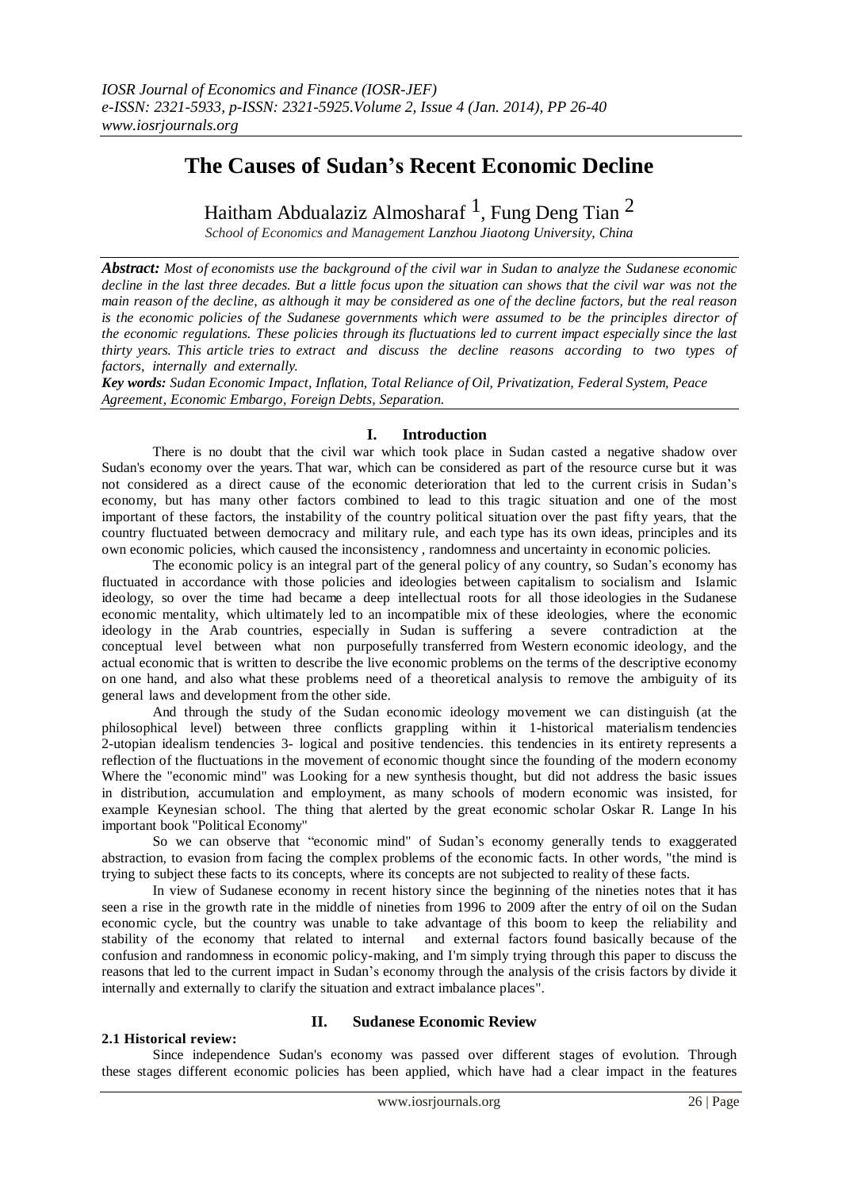# The Causes of Sudan's Recent Economic Decline

Haitham Abdualaziz Almosharaf [1], Fung Deng Tian [2]

*School of Economics and Management Lanzhou Jiaotong University, China*

***Abstract:*** *Most of economists use the background of the civil war in Sudan to analyze the Sudanese economic decline in the last three decades. But a little focus upon the situation can shows that the civil war was not the main reason of the decline, as although it may be considered as one of the decline factors, but the real reason is the economic policies of the Sudanese governments which were assumed to be the principles director of the economic regulations. These policies through its fluctuations led to current impact especially since the last thirty years. This article tries to extract and discuss the decline reasons according to two types of factors, internally and externally.*

***Key words:*** *Sudan Economic Impact, Inflation, Total Reliance of Oil, Privatization, Federal System, Peace Agreement, Economic Embargo, Foreign Debts, Separation.*

## I. Introduction

There is no doubt that the civil war which took place in Sudan casted a negative shadow over Sudan's economy over the years. That war, which can be considered as part of the resource curse but it was not considered as a direct cause of the economic deterioration that led to the current crisis in Sudan's economy, but has many other factors combined to lead to this tragic situation and one of the most important of these factors, the instability of the country political situation over the past fifty years, that the country fluctuated between democracy and military rule, and each type has its own ideas, principles and its own economic policies, which caused the inconsistency , randomness and uncertainty in economic policies.

The economic policy is an integral part of the general policy of any country, so Sudan's economy has fluctuated in accordance with those policies and ideologies between capitalism to socialism and Islamic ideology, so over the time had became a deep intellectual roots for all those ideologies in the Sudanese economic mentality, which ultimately led to an incompatible mix of these ideologies, where the economic ideology in the Arab countries, especially in Sudan is suffering a severe contradiction at the conceptual level between what non purposefully transferred from Western economic ideology, and the actual economic that is written to describe the live economic problems on the terms of the descriptive economy on one hand, and also what these problems need of a theoretical analysis to remove the ambiguity of its general laws and development from the other side.

And through the study of the Sudan economic ideology movement we can distinguish (at the philosophical level) between three conflicts grappling within it 1-historical materialism tendencies 2-utopian idealism tendencies 3- logical and positive tendencies. this tendencies in its entirety represents a reflection of the fluctuations in the movement of economic thought since the founding of the modern economy Where the "economic mind" was Looking for a new synthesis thought, but did not address the basic issues in distribution, accumulation and employment, as many schools of modern economic was insisted, for example Keynesian school. The thing that alerted by the great economic scholar Oskar R. Lange In his important book "Political Economy"

So we can observe that "economic mind" of Sudan's economy generally tends to exaggerated abstraction, to evasion from facing the complex problems of the economic facts. In other words, "the mind is trying to subject these facts to its concepts, where its concepts are not subjected to reality of these facts.

In view of Sudanese economy in recent history since the beginning of the nineties notes that it has seen a rise in the growth rate in the middle of nineties from 1996 to 2009 after the entry of oil on the Sudan economic cycle, but the country was unable to take advantage of this boom to keep the reliability and stability of the economy that related to internal and external factors found basically because of the confusion and randomness in economic policy-making, and I'm simply trying through this paper to discuss the reasons that led to the current impact in Sudan's economy through the analysis of the crisis factors by divide it internally and externally to clarify the situation and extract imbalance places".

## II. Sudanese Economic Review

### 2.1 Historical review:

Since independence Sudan's economy was passed over different stages of evolution. Through these stages different economic policies has been applied, which have had a clear impact in the features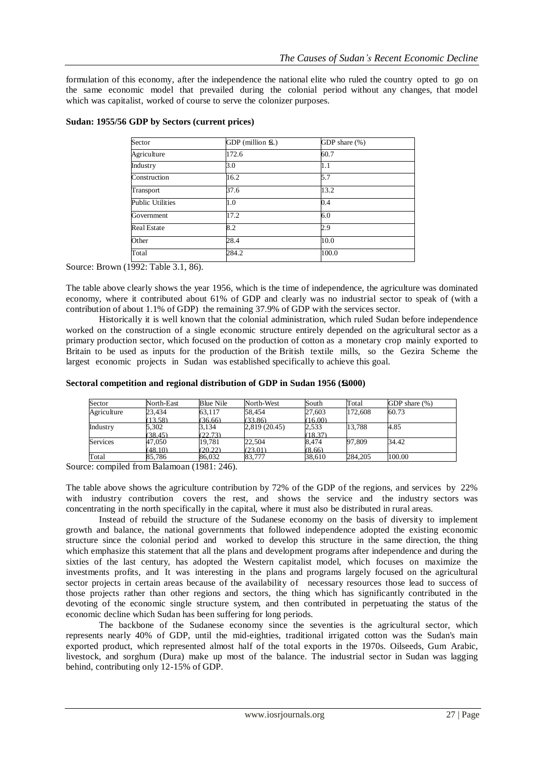formulation of this economy, after the independence the national elite who ruled the country opted to go on the same economic model that prevailed during the colonial period without any changes, that model which was capitalist, worked of course to serve the colonizer purposes.

**Sudan: 1955/56 GDP by Sectors (current prices)**

| Sector | GDP (million S£.) | GDP share (%) |
|---|---|---|
| Agriculture | 172.6 | 60.7 |
| Industry | 3.0 | 1.1 |
| Construction | 16.2 | 5.7 |
| Transport | 37.6 | 13.2 |
| Public Utilities | 1.0 | 0.4 |
| Government | 17.2 | 6.0 |
| Real Estate | 8.2 | 2.9 |
| Other | 28.4 | 10.0 |
| Total | 284.2 | 100.0 |

Source: Brown (1992: Table 3.1, 86).

The table above clearly shows the year 1956, which is the time of independence, the agriculture was dominated economy, where it contributed about 61% of GDP and clearly was no industrial sector to speak of (with a contribution of about 1.1% of GDP) the remaining 37.9% of GDP with the services sector.

Historically it is well known that the colonial administration, which ruled Sudan before independence worked on the construction of a single economic structure entirely depended on the agricultural sector as a primary production sector, which focused on the production of cotton as a monetary crop mainly exported to Britain to be used as inputs for the production of the British textile mills, so the Gezira Scheme the largest economic projects in Sudan was established specifically to achieve this goal.

**Sectoral competition and regional distribution of GDP in Sudan 1956 (S£000)**

| Sector | North-East | Blue Nile | North-West | South | Total | GDP share (%) |
|---|---|---|---|---|---|---|
| Agriculture | 23,434 (13.58) | 63,117 (36.66) | 58,454 (33.86) | 27,603 (16.00) | 172,608 | 60.73 |
| Industry | 5,302 (38.45) | 3,134 (22.73) | 2,819 (20.45) | 2,533 (18.37) | 13,788 | 4.85 |
| Services | 47,050 (48.10) | 19,781 (20.22) | 22,504 (23.01) | 8,474 (8.66) | 97,809 | 34.42 |
| Total | 85,786 | 86,032 | 83,777 | 38,610 | 284,205 | 100.00 |

Source: compiled from Balamoan (1981: 246).

The table above shows the agriculture contribution by 72% of the GDP of the regions, and services by 22% with industry contribution covers the rest, and shows the service and the industry sectors was concentrating in the north specifically in the capital, where it must also be distributed in rural areas.

Instead of rebuild the structure of the Sudanese economy on the basis of diversity to implement growth and balance, the national governments that followed independence adopted the existing economic structure since the colonial period and worked to develop this structure in the same direction, the thing which emphasize this statement that all the plans and development programs after independence and during the sixties of the last century, has adopted the Western capitalist model, which focuses on maximize the investments profits, and It was interesting in the plans and programs largely focused on the agricultural sector projects in certain areas because of the availability of necessary resources those lead to success of those projects rather than other regions and sectors, the thing which has significantly contributed in the devoting of the economic single structure system, and then contributed in perpetuating the status of the economic decline which Sudan has been suffering for long periods.

The backbone of the Sudanese economy since the seventies is the agricultural sector, which represents nearly 40% of GDP, until the mid-eighties, traditional irrigated cotton was the Sudan's main exported product, which represented almost half of the total exports in the 1970s. Oilseeds, Gum Arabic, livestock, and sorghum (Dura) make up most of the balance. The industrial sector in Sudan was lagging behind, contributing only 12-15% of GDP.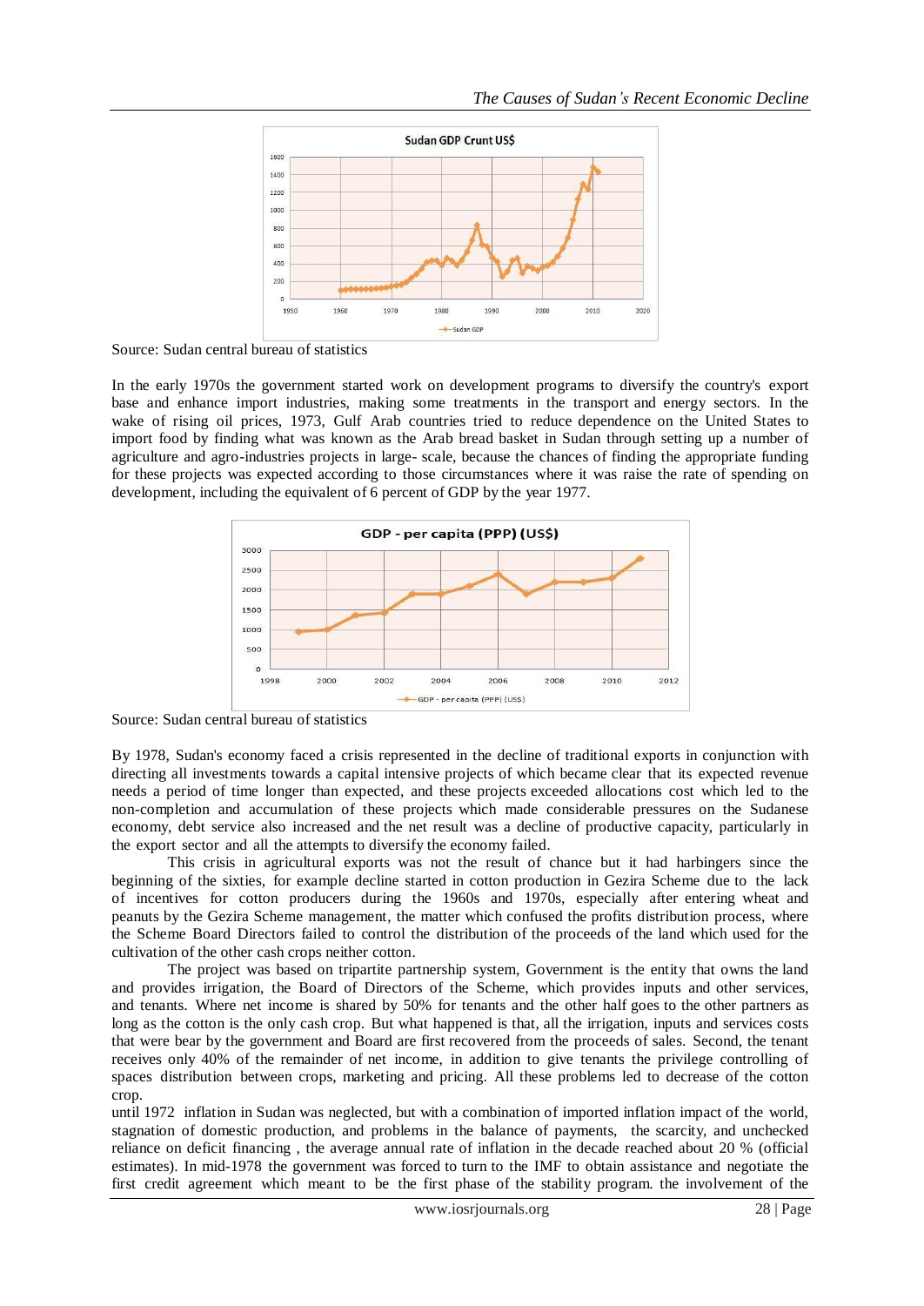Source: Sudan central bureau of statistics

In the early 1970s the government started work on development programs to diversify the country's export base and enhance import industries, making some treatments in the transport and energy sectors. In the wake of rising oil prices, 1973, Gulf Arab countries tried to reduce dependence on the United States to import food by finding what was known as the Arab bread basket in Sudan through setting up a number of agriculture and agro-industries projects in large- scale, because the chances of finding the appropriate funding for these projects was expected according to those circumstances where it was raise the rate of spending on development, including the equivalent of 6 percent of GDP by the year 1977.

Source: Sudan central bureau of statistics

By 1978, Sudan's economy faced a crisis represented in the decline of traditional exports in conjunction with directing all investments towards a capital intensive projects of which became clear that its expected revenue needs a period of time longer than expected, and these projects exceeded allocations cost which led to the non-completion and accumulation of these projects which made considerable pressures on the Sudanese economy, debt service also increased and the net result was a decline of productive capacity, particularly in the export sector and all the attempts to diversify the economy failed.

This crisis in agricultural exports was not the result of chance but it had harbingers since the beginning of the sixties, for example decline started in cotton production in Gezira Scheme due to the lack of incentives for cotton producers during the 1960s and 1970s, especially after entering wheat and peanuts by the Gezira Scheme management, the matter which confused the profits distribution process, where the Scheme Board Directors failed to control the distribution of the proceeds of the land which used for the cultivation of the other cash crops neither cotton.

The project was based on tripartite partnership system, Government is the entity that owns the land and provides irrigation, the Board of Directors of the Scheme, which provides inputs and other services, and tenants. Where net income is shared by 50% for tenants and the other half goes to the other partners as long as the cotton is the only cash crop. But what happened is that, all the irrigation, inputs and services costs that were bear by the government and Board are first recovered from the proceeds of sales. Second, the tenant receives only 40% of the remainder of net income, in addition to give tenants the privilege controlling of spaces distribution between crops, marketing and pricing. All these problems led to decrease of the cotton crop.

until 1972 inflation in Sudan was neglected, but with a combination of imported inflation impact of the world, stagnation of domestic production, and problems in the balance of payments, the scarcity, and unchecked reliance on deficit financing , the average annual rate of inflation in the decade reached about 20 % (official estimates). In mid-1978 the government was forced to turn to the IMF to obtain assistance and negotiate the first credit agreement which meant to be the first phase of the stability program. the involvement of the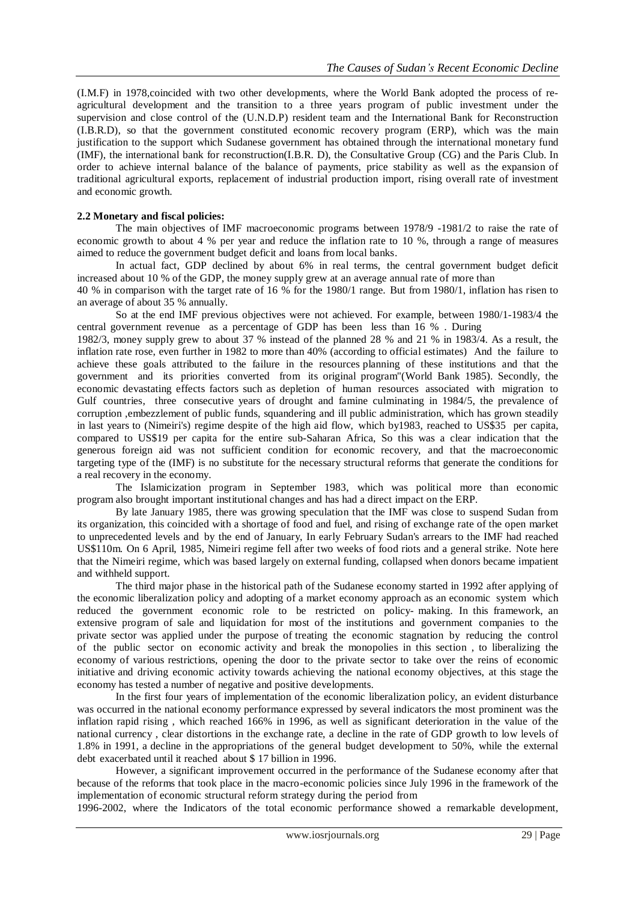(I.M.F) in 1978,coincided with two other developments, where the World Bank adopted the process of re-agricultural development and the transition to a three years program of public investment under the supervision and close control of the (U.N.D.P) resident team and the International Bank for Reconstruction (I.B.R.D), so that the government constituted economic recovery program (ERP), which was the main justification to the support which Sudanese government has obtained through the international monetary fund (IMF), the international bank for reconstruction(I.B.R. D), the Consultative Group (CG) and the Paris Club. In order to achieve internal balance of the balance of payments, price stability as well as the expansion of traditional agricultural exports, replacement of industrial production import, rising overall rate of investment and economic growth.

**2.2 Monetary and fiscal policies:**

The main objectives of IMF macroeconomic programs between 1978/9 -1981/2 to raise the rate of economic growth to about 4 % per year and reduce the inflation rate to 10 %, through a range of measures aimed to reduce the government budget deficit and loans from local banks.

In actual fact, GDP declined by about 6% in real terms, the central government budget deficit increased about 10 % of the GDP, the money supply grew at an average annual rate of more than 40 % in comparison with the target rate of 16 % for the 1980/1 range. But from 1980/1, inflation has risen to an average of about 35 % annually.

So at the end IMF previous objectives were not achieved. For example, between 1980/1-1983/4 the central government revenue as a percentage of GDP has been less than 16 % . During 1982/3, money supply grew to about 37 % instead of the planned 28 % and 21 % in 1983/4. As a result, the inflation rate rose, even further in 1982 to more than 40% (according to official estimates) And the failure to achieve these goals attributed to the failure in the resources planning of these institutions and that the government and its priorities converted from its original program"(World Bank 1985). Secondly, the economic devastating effects factors such as depletion of human resources associated with migration to Gulf countries, three consecutive years of drought and famine culminating in 1984/5, the prevalence of corruption ,embezzlement of public funds, squandering and ill public administration, which has grown steadily in last years to (Nimeiri's) regime despite of the high aid flow, which by1983, reached to US$35 per capita, compared to US$19 per capita for the entire sub-Saharan Africa, So this was a clear indication that the generous foreign aid was not sufficient condition for economic recovery, and that the macroeconomic targeting type of the (IMF) is no substitute for the necessary structural reforms that generate the conditions for a real recovery in the economy.

The Islamicization program in September 1983, which was political more than economic program also brought important institutional changes and has had a direct impact on the ERP.

By late January 1985, there was growing speculation that the IMF was close to suspend Sudan from its organization, this coincided with a shortage of food and fuel, and rising of exchange rate of the open market to unprecedented levels and by the end of January, In early February Sudan's arrears to the IMF had reached US$110m. On 6 April, 1985, Nimeiri regime fell after two weeks of food riots and a general strike. Note here that the Nimeiri regime, which was based largely on external funding, collapsed when donors became impatient and withheld support.

The third major phase in the historical path of the Sudanese economy started in 1992 after applying of the economic liberalization policy and adopting of a market economy approach as an economic system which reduced the government economic role to be restricted on policy- making. In this framework, an extensive program of sale and liquidation for most of the institutions and government companies to the private sector was applied under the purpose of treating the economic stagnation by reducing the control of the public sector on economic activity and break the monopolies in this section , to liberalizing the economy of various restrictions, opening the door to the private sector to take over the reins of economic initiative and driving economic activity towards achieving the national economy objectives, at this stage the economy has tested a number of negative and positive developments.

In the first four years of implementation of the economic liberalization policy, an evident disturbance was occurred in the national economy performance expressed by several indicators the most prominent was the inflation rapid rising , which reached 166% in 1996, as well as significant deterioration in the value of the national currency , clear distortions in the exchange rate, a decline in the rate of GDP growth to low levels of 1.8% in 1991, a decline in the appropriations of the general budget development to 50%, while the external debt exacerbated until it reached about $ 17 billion in 1996.

However, a significant improvement occurred in the performance of the Sudanese economy after that because of the reforms that took place in the macro-economic policies since July 1996 in the framework of the implementation of economic structural reform strategy during the period from 1996-2002, where the Indicators of the total economic performance showed a remarkable development,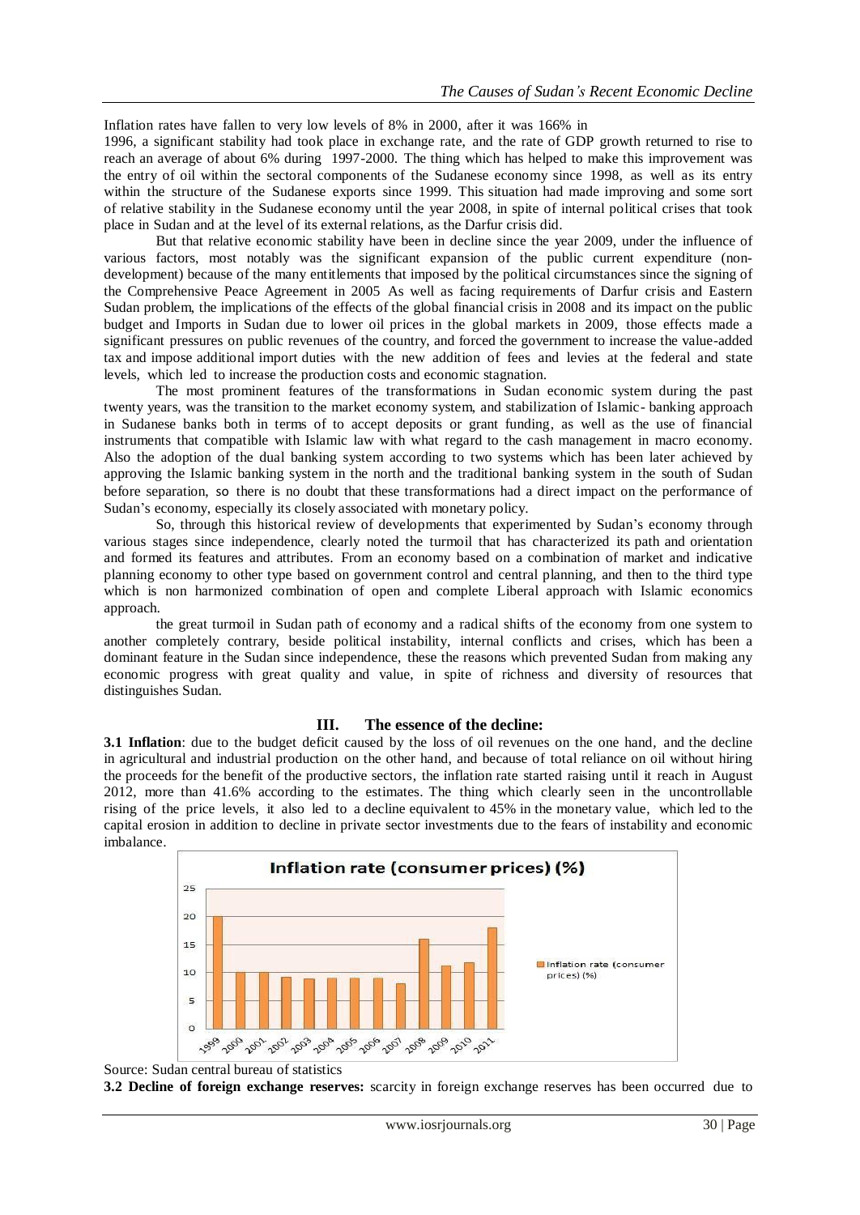Inflation rates have fallen to very low levels of 8% in 2000, after it was 166% in 1996, a significant stability had took place in exchange rate, and the rate of GDP growth returned to rise to reach an average of about 6% during 1997-2000. The thing which has helped to make this improvement was the entry of oil within the sectoral components of the Sudanese economy since 1998, as well as its entry within the structure of the Sudanese exports since 1999. This situation had made improving and some sort of relative stability in the Sudanese economy until the year 2008, in spite of internal political crises that took place in Sudan and at the level of its external relations, as the Darfur crisis did.

But that relative economic stability have been in decline since the year 2009, under the influence of various factors, most notably was the significant expansion of the public current expenditure (non-development) because of the many entitlements that imposed by the political circumstances since the signing of the Comprehensive Peace Agreement in 2005 As well as facing requirements of Darfur crisis and Eastern Sudan problem, the implications of the effects of the global financial crisis in 2008 and its impact on the public budget and Imports in Sudan due to lower oil prices in the global markets in 2009, those effects made a significant pressures on public revenues of the country, and forced the government to increase the value-added tax and impose additional import duties with the new addition of fees and levies at the federal and state levels, which led to increase the production costs and economic stagnation.

The most prominent features of the transformations in Sudan economic system during the past twenty years, was the transition to the market economy system, and stabilization of Islamic- banking approach in Sudanese banks both in terms of to accept deposits or grant funding, as well as the use of financial instruments that compatible with Islamic law with what regard to the cash management in macro economy. Also the adoption of the dual banking system according to two systems which has been later achieved by approving the Islamic banking system in the north and the traditional banking system in the south of Sudan before separation, so there is no doubt that these transformations had a direct impact on the performance of Sudan's economy, especially its closely associated with monetary policy.

So, through this historical review of developments that experimented by Sudan's economy through various stages since independence, clearly noted the turmoil that has characterized its path and orientation and formed its features and attributes. From an economy based on a combination of market and indicative planning economy to other type based on government control and central planning, and then to the third type which is non harmonized combination of open and complete Liberal approach with Islamic economics approach.

the great turmoil in Sudan path of economy and a radical shifts of the economy from one system to another completely contrary, beside political instability, internal conflicts and crises, which has been a dominant feature in the Sudan since independence, these the reasons which prevented Sudan from making any economic progress with great quality and value, in spite of richness and diversity of resources that distinguishes Sudan.

## III. The essence of the decline:

**3.1 Inflation**: due to the budget deficit caused by the loss of oil revenues on the one hand, and the decline in agricultural and industrial production on the other hand, and because of total reliance on oil without hiring the proceeds for the benefit of the productive sectors, the inflation rate started raising until it reach in August 2012, more than 41.6% according to the estimates. The thing which clearly seen in the uncontrollable rising of the price levels, it also led to a decline equivalent to 45% in the monetary value, which led to the capital erosion in addition to decline in private sector investments due to the fears of instability and economic imbalance.

**Inflation rate (consumer prices) (%)**

| Year | Inflation rate (consumer prices) (%) |
|---|---|
| 1999 | 20 |
| 2000 | 10 |
| 2001 | 10 |
| 2002 | 9.2 |
| 2003 | 8.8 |
| 2004 | 9 |
| 2005 | 9 |
| 2006 | 9 |
| 2007 | 8 |
| 2008 | 16 |
| 2009 | 11.2 |
| 2010 | 11.8 |
| 2011 | 18 |

Source: Sudan central bureau of statistics

**3.2 Decline of foreign exchange reserves:** scarcity in foreign exchange reserves has been occurred due to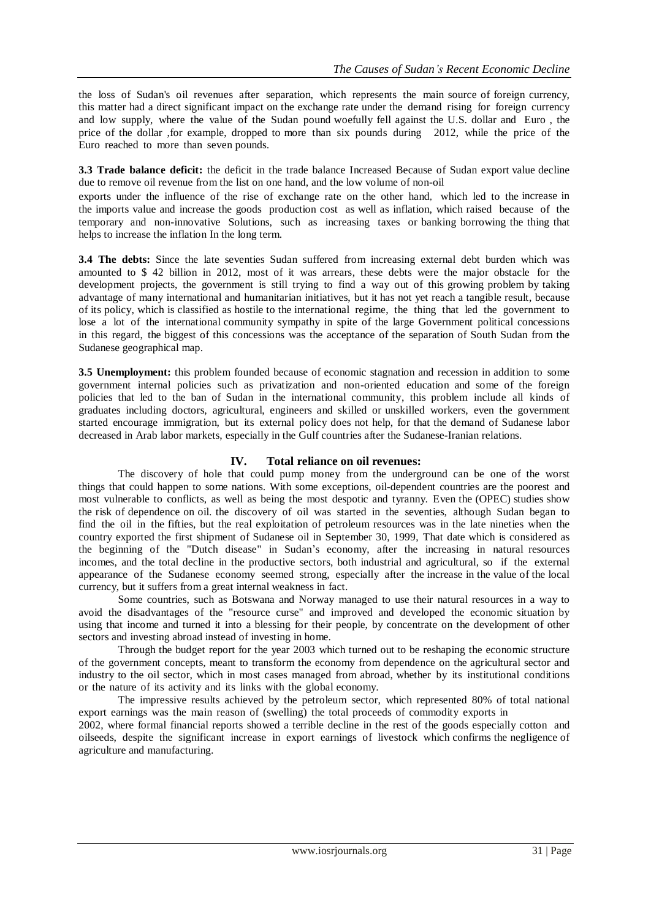the loss of Sudan's oil revenues after separation, which represents the main source of foreign currency, this matter had a direct significant impact on the exchange rate under the demand rising for foreign currency and low supply, where the value of the Sudan pound woefully fell against the U.S. dollar and Euro , the price of the dollar ,for example, dropped to more than six pounds during 2012, while the price of the Euro reached to more than seven pounds.

**3.3 Trade balance deficit:** the deficit in the trade balance Increased Because of Sudan export value decline due to remove oil revenue from the list on one hand, and the low volume of non-oil exports under the influence of the rise of exchange rate on the other hand, which led to the increase in the imports value and increase the goods production cost as well as inflation, which raised because of the temporary and non-innovative Solutions, such as increasing taxes or banking borrowing the thing that helps to increase the inflation In the long term.

**3.4 The debts:** Since the late seventies Sudan suffered from increasing external debt burden which was amounted to $ 42 billion in 2012, most of it was arrears, these debts were the major obstacle for the development projects, the government is still trying to find a way out of this growing problem by taking advantage of many international and humanitarian initiatives, but it has not yet reach a tangible result, because of its policy, which is classified as hostile to the international regime, the thing that led the government to lose a lot of the international community sympathy in spite of the large Government political concessions in this regard, the biggest of this concessions was the acceptance of the separation of South Sudan from the Sudanese geographical map.

**3.5 Unemployment:** this problem founded because of economic stagnation and recession in addition to some government internal policies such as privatization and non-oriented education and some of the foreign policies that led to the ban of Sudan in the international community, this problem include all kinds of graduates including doctors, agricultural, engineers and skilled or unskilled workers, even the government started encourage immigration, but its external policy does not help, for that the demand of Sudanese labor decreased in Arab labor markets, especially in the Gulf countries after the Sudanese-Iranian relations.

## IV. Total reliance on oil revenues:

The discovery of hole that could pump money from the underground can be one of the worst things that could happen to some nations. With some exceptions, oil-dependent countries are the poorest and most vulnerable to conflicts, as well as being the most despotic and tyranny. Even the (OPEC) studies show the risk of dependence on oil. the discovery of oil was started in the seventies, although Sudan began to find the oil in the fifties, but the real exploitation of petroleum resources was in the late nineties when the country exported the first shipment of Sudanese oil in September 30, 1999, That date which is considered as the beginning of the "Dutch disease" in Sudan's economy, after the increasing in natural resources incomes, and the total decline in the productive sectors, both industrial and agricultural, so if the external appearance of the Sudanese economy seemed strong, especially after the increase in the value of the local currency, but it suffers from a great internal weakness in fact.

Some countries, such as Botswana and Norway managed to use their natural resources in a way to avoid the disadvantages of the "resource curse" and improved and developed the economic situation by using that income and turned it into a blessing for their people, by concentrate on the development of other sectors and investing abroad instead of investing in home.

Through the budget report for the year 2003 which turned out to be reshaping the economic structure of the government concepts, meant to transform the economy from dependence on the agricultural sector and industry to the oil sector, which in most cases managed from abroad, whether by its institutional conditions or the nature of its activity and its links with the global economy.

The impressive results achieved by the petroleum sector, which represented 80% of total national export earnings was the main reason of (swelling) the total proceeds of commodity exports in 2002, where formal financial reports showed a terrible decline in the rest of the goods especially cotton and oilseeds, despite the significant increase in export earnings of livestock which confirms the negligence of agriculture and manufacturing.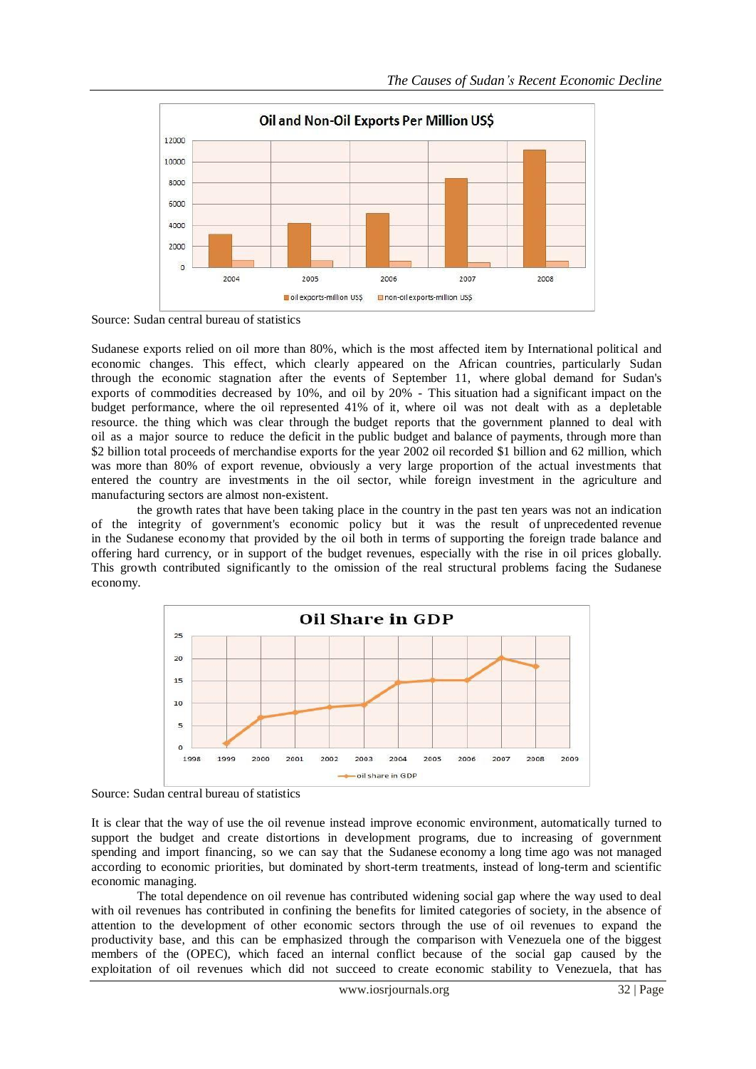Source: Sudan central bureau of statistics

Sudanese exports relied on oil more than 80%, which is the most affected item by International political and economic changes. This effect, which clearly appeared on the African countries, particularly Sudan through the economic stagnation after the events of September 11, where global demand for Sudan's exports of commodities decreased by 10%, and oil by 20% - This situation had a significant impact on the budget performance, where the oil represented 41% of it, where oil was not dealt with as a depletable resource. the thing which was clear through the budget reports that the government planned to deal with oil as a major source to reduce the deficit in the public budget and balance of payments, through more than $2 billion total proceeds of merchandise exports for the year 2002 oil recorded $1 billion and 62 million, which was more than 80% of export revenue, obviously a very large proportion of the actual investments that entered the country are investments in the oil sector, while foreign investment in the agriculture and manufacturing sectors are almost non-existent.

the growth rates that have been taking place in the country in the past ten years was not an indication of the integrity of government's economic policy but it was the result of unprecedented revenue in the Sudanese economy that provided by the oil both in terms of supporting the foreign trade balance and offering hard currency, or in support of the budget revenues, especially with the rise in oil prices globally. This growth contributed significantly to the omission of the real structural problems facing the Sudanese economy.

Source: Sudan central bureau of statistics

It is clear that the way of use the oil revenue instead improve economic environment, automatically turned to support the budget and create distortions in development programs, due to increasing of government spending and import financing, so we can say that the Sudanese economy a long time ago was not managed according to economic priorities, but dominated by short-term treatments, instead of long-term and scientific economic managing.

The total dependence on oil revenue has contributed widening social gap where the way used to deal with oil revenues has contributed in confining the benefits for limited categories of society, in the absence of attention to the development of other economic sectors through the use of oil revenues to expand the productivity base, and this can be emphasized through the comparison with Venezuela one of the biggest members of the (OPEC), which faced an internal conflict because of the social gap caused by the exploitation of oil revenues which did not succeed to create economic stability to Venezuela, that has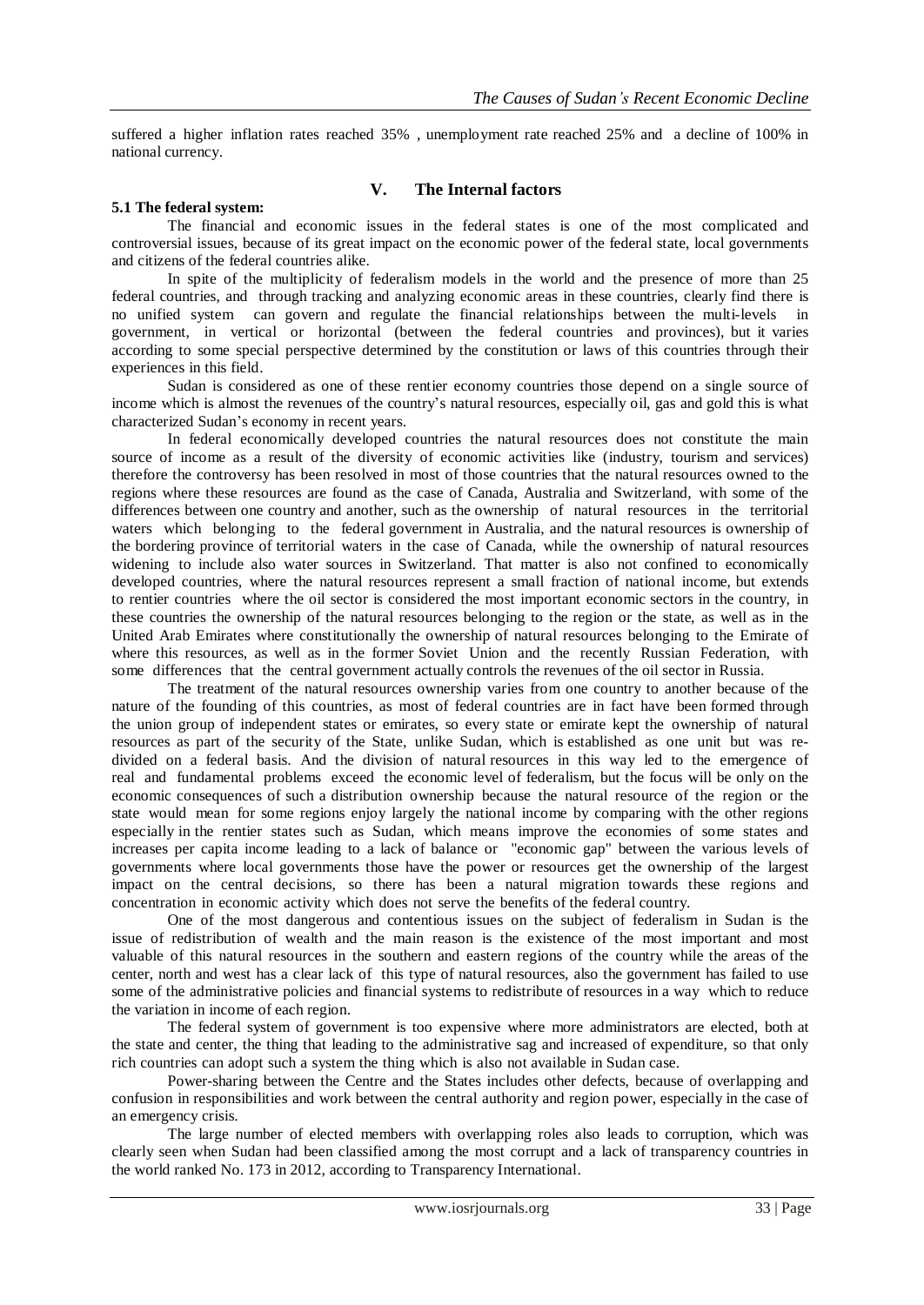suffered a higher inflation rates reached 35% , unemployment rate reached 25% and a decline of 100% in national currency.

## V. The Internal factors

### 5.1 The federal system:

The financial and economic issues in the federal states is one of the most complicated and controversial issues, because of its great impact on the economic power of the federal state, local governments and citizens of the federal countries alike.

In spite of the multiplicity of federalism models in the world and the presence of more than 25 federal countries, and through tracking and analyzing economic areas in these countries, clearly find there is no unified system can govern and regulate the financial relationships between the multi-levels in government, in vertical or horizontal (between the federal countries and provinces), but it varies according to some special perspective determined by the constitution or laws of this countries through their experiences in this field.

Sudan is considered as one of these rentier economy countries those depend on a single source of income which is almost the revenues of the country's natural resources, especially oil, gas and gold this is what characterized Sudan's economy in recent years.

In federal economically developed countries the natural resources does not constitute the main source of income as a result of the diversity of economic activities like (industry, tourism and services) therefore the controversy has been resolved in most of those countries that the natural resources owned to the regions where these resources are found as the case of Canada, Australia and Switzerland, with some of the differences between one country and another, such as the ownership of natural resources in the territorial waters which belonging to the federal government in Australia, and the natural resources is ownership of the bordering province of territorial waters in the case of Canada, while the ownership of natural resources widening to include also water sources in Switzerland. That matter is also not confined to economically developed countries, where the natural resources represent a small fraction of national income, but extends to rentier countries where the oil sector is considered the most important economic sectors in the country, in these countries the ownership of the natural resources belonging to the region or the state, as well as in the United Arab Emirates where constitutionally the ownership of natural resources belonging to the Emirate of where this resources, as well as in the former Soviet Union and the recently Russian Federation, with some differences that the central government actually controls the revenues of the oil sector in Russia.

The treatment of the natural resources ownership varies from one country to another because of the nature of the founding of this countries, as most of federal countries are in fact have been formed through the union group of independent states or emirates, so every state or emirate kept the ownership of natural resources as part of the security of the State, unlike Sudan, which is established as one unit but was re-divided on a federal basis. And the division of natural resources in this way led to the emergence of real and fundamental problems exceed the economic level of federalism, but the focus will be only on the economic consequences of such a distribution ownership because the natural resource of the region or the state would mean for some regions enjoy largely the national income by comparing with the other regions especially in the rentier states such as Sudan, which means improve the economies of some states and increases per capita income leading to a lack of balance or "economic gap" between the various levels of governments where local governments those have the power or resources get the ownership of the largest impact on the central decisions, so there has been a natural migration towards these regions and concentration in economic activity which does not serve the benefits of the federal country.

One of the most dangerous and contentious issues on the subject of federalism in Sudan is the issue of redistribution of wealth and the main reason is the existence of the most important and most valuable of this natural resources in the southern and eastern regions of the country while the areas of the center, north and west has a clear lack of this type of natural resources, also the government has failed to use some of the administrative policies and financial systems to redistribute of resources in a way which to reduce the variation in income of each region.

The federal system of government is too expensive where more administrators are elected, both at the state and center, the thing that leading to the administrative sag and increased of expenditure, so that only rich countries can adopt such a system the thing which is also not available in Sudan case.

Power-sharing between the Centre and the States includes other defects, because of overlapping and confusion in responsibilities and work between the central authority and region power, especially in the case of an emergency crisis.

The large number of elected members with overlapping roles also leads to corruption, which was clearly seen when Sudan had been classified among the most corrupt and a lack of transparency countries in the world ranked No. 173 in 2012, according to Transparency International.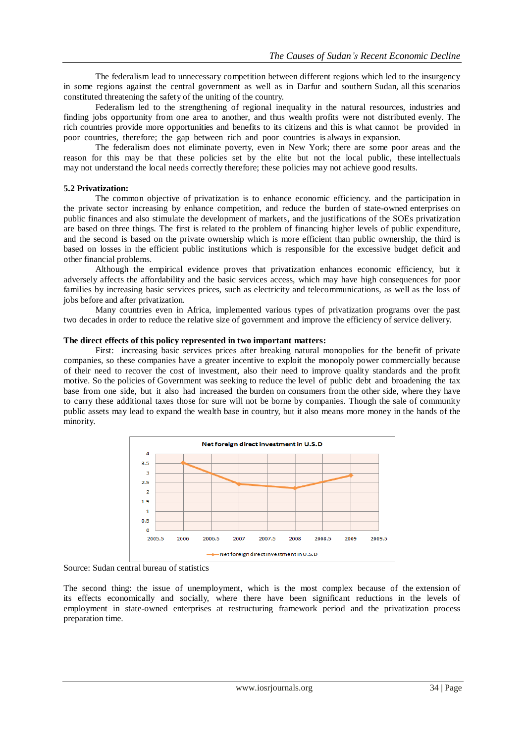The federalism lead to unnecessary competition between different regions which led to the insurgency in some regions against the central government as well as in Darfur and southern Sudan, all this scenarios constituted threatening the safety of the uniting of the country.

Federalism led to the strengthening of regional inequality in the natural resources, industries and finding jobs opportunity from one area to another, and thus wealth profits were not distributed evenly. The rich countries provide more opportunities and benefits to its citizens and this is what cannot be provided in poor countries, therefore; the gap between rich and poor countries is always in expansion.

The federalism does not eliminate poverty, even in New York; there are some poor areas and the reason for this may be that these policies set by the elite but not the local public, these intellectuals may not understand the local needs correctly therefore; these policies may not achieve good results.

**5.2 Privatization:**

The common objective of privatization is to enhance economic efficiency. and the participation in the private sector increasing by enhance competition, and reduce the burden of state-owned enterprises on public finances and also stimulate the development of markets, and the justifications of the SOEs privatization are based on three things. The first is related to the problem of financing higher levels of public expenditure, and the second is based on the private ownership which is more efficient than public ownership, the third is based on losses in the efficient public institutions which is responsible for the excessive budget deficit and other financial problems.

Although the empirical evidence proves that privatization enhances economic efficiency, but it adversely affects the affordability and the basic services access, which may have high consequences for poor families by increasing basic services prices, such as electricity and telecommunications, as well as the loss of jobs before and after privatization.

Many countries even in Africa, implemented various types of privatization programs over the past two decades in order to reduce the relative size of government and improve the efficiency of service delivery.

**The direct effects of this policy represented in two important matters:**

First: increasing basic services prices after breaking natural monopolies for the benefit of private companies, so these companies have a greater incentive to exploit the monopoly power commercially because of their need to recover the cost of investment, also their need to improve quality standards and the profit motive. So the policies of Government was seeking to reduce the level of public debt and broadening the tax base from one side, but it also had increased the burden on consumers from the other side, where they have to carry these additional taxes those for sure will not be borne by companies. Though the sale of community public assets may lead to expand the wealth base in country, but it also means more money in the hands of the minority.

Source: Sudan central bureau of statistics

The second thing: the issue of unemployment, which is the most complex because of the extension of its effects economically and socially, where there have been significant reductions in the levels of employment in state-owned enterprises at restructuring framework period and the privatization process preparation time.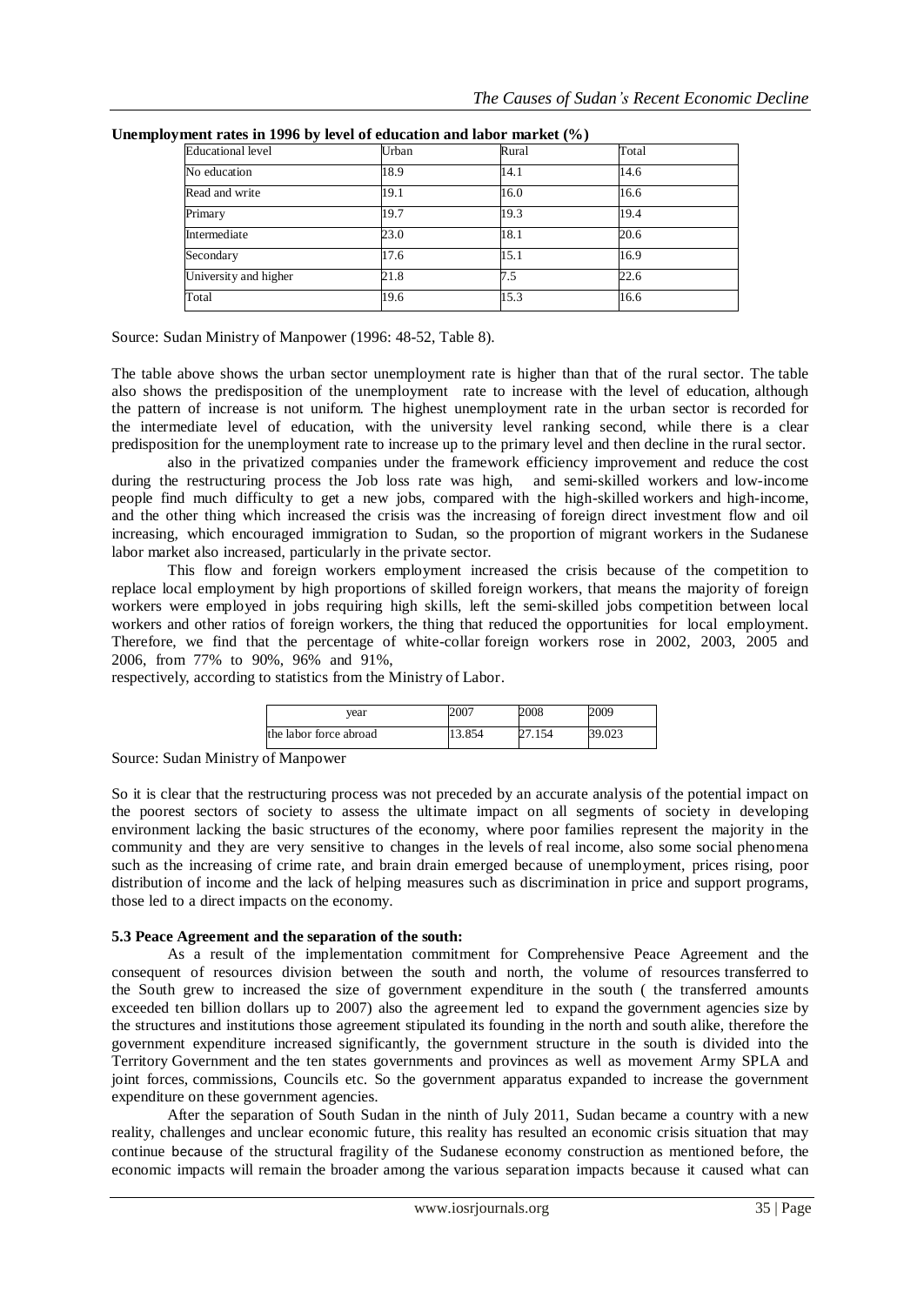**Unemployment rates in 1996 by level of education and labor market (%)**

| Educational level | Urban | Rural | Total |
|---|---|---|---|
| No education | 18.9 | 14.1 | 14.6 |
| Read and write | 19.1 | 16.0 | 16.6 |
| Primary | 19.7 | 19.3 | 19.4 |
| Intermediate | 23.0 | 18.1 | 20.6 |
| Secondary | 17.6 | 15.1 | 16.9 |
| University and higher | 21.8 | 7.5 | 22.6 |
| Total | 19.6 | 15.3 | 16.6 |

Source: Sudan Ministry of Manpower (1996: 48-52, Table 8).

The table above shows the urban sector unemployment rate is higher than that of the rural sector. The table also shows the predisposition of the unemployment rate to increase with the level of education, although the pattern of increase is not uniform. The highest unemployment rate in the urban sector is recorded for the intermediate level of education, with the university level ranking second, while there is a clear predisposition for the unemployment rate to increase up to the primary level and then decline in the rural sector.

also in the privatized companies under the framework efficiency improvement and reduce the cost during the restructuring process the Job loss rate was high, and semi-skilled workers and low-income people find much difficulty to get a new jobs, compared with the high-skilled workers and high-income, and the other thing which increased the crisis was the increasing of foreign direct investment flow and oil increasing, which encouraged immigration to Sudan, so the proportion of migrant workers in the Sudanese labor market also increased, particularly in the private sector.

This flow and foreign workers employment increased the crisis because of the competition to replace local employment by high proportions of skilled foreign workers, that means the majority of foreign workers were employed in jobs requiring high skills, left the semi-skilled jobs competition between local workers and other ratios of foreign workers, the thing that reduced the opportunities for local employment. Therefore, we find that the percentage of white-collar foreign workers rose in 2002, 2003, 2005 and 2006, from 77% to 90%, 96% and 91%, respectively, according to statistics from the Ministry of Labor.

| year | 2007 | 2008 | 2009 |
|---|---|---|---|
| the labor force abroad | 13.854 | 27.154 | 39.023 |

Source: Sudan Ministry of Manpower

So it is clear that the restructuring process was not preceded by an accurate analysis of the potential impact on the poorest sectors of society to assess the ultimate impact on all segments of society in developing environment lacking the basic structures of the economy, where poor families represent the majority in the community and they are very sensitive to changes in the levels of real income, also some social phenomena such as the increasing of crime rate, and brain drain emerged because of unemployment, prices rising, poor distribution of income and the lack of helping measures such as discrimination in price and support programs, those led to a direct impacts on the economy.

### 5.3 Peace Agreement and the separation of the south:

As a result of the implementation commitment for Comprehensive Peace Agreement and the consequent of resources division between the south and north, the volume of resources transferred to the South grew to increased the size of government expenditure in the south ( the transferred amounts exceeded ten billion dollars up to 2007) also the agreement led to expand the government agencies size by the structures and institutions those agreement stipulated its founding in the north and south alike, therefore the government expenditure increased significantly, the government structure in the south is divided into the Territory Government and the ten states governments and provinces as well as movement Army SPLA and joint forces, commissions, Councils etc. So the government apparatus expanded to increase the government expenditure on these government agencies.

After the separation of South Sudan in the ninth of July 2011, Sudan became a country with a new reality, challenges and unclear economic future, this reality has resulted an economic crisis situation that may continue because of the structural fragility of the Sudanese economy construction as mentioned before, the economic impacts will remain the broader among the various separation impacts because it caused what can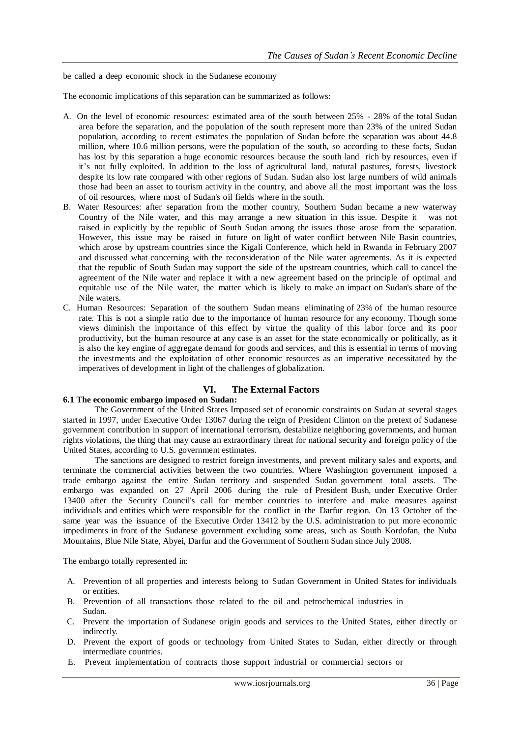be called a deep economic shock in the Sudanese economy

The economic implications of this separation can be summarized as follows:

A. On the level of economic resources: estimated area of the south between 25% - 28% of the total Sudan area before the separation, and the population of the south represent more than 23% of the united Sudan population, according to recent estimates the population of Sudan before the separation was about 44.8 million, where 10.6 million persons, were the population of the south, so according to these facts, Sudan has lost by this separation a huge economic resources because the south land rich by resources, even if it's not fully exploited. In addition to the loss of agricultural land, natural pastures, forests, livestock despite its low rate compared with other regions of Sudan. Sudan also lost large numbers of wild animals those had been an asset to tourism activity in the country, and above all the most important was the loss of oil resources, where most of Sudan's oil fields where in the south.
B. Water Resources: after separation from the mother country, Southern Sudan became a new waterway Country of the Nile water, and this may arrange a new situation in this issue. Despite it was not raised in explicitly by the republic of South Sudan among the issues those arose from the separation. However, this issue may be raised in future on light of water conflict between Nile Basin countries, which arose by upstream countries since the Kigali Conference, which held in Rwanda in February 2007 and discussed what concerning with the reconsideration of the Nile water agreements. As it is expected that the republic of South Sudan may support the side of the upstream countries, which call to cancel the agreement of the Nile water and replace it with a new agreement based on the principle of optimal and equitable use of the Nile water, the matter which is likely to make an impact on Sudan's share of the Nile waters.
C. Human Resources: Separation of the southern Sudan means eliminating of 23% of the human resource rate. This is not a simple ratio due to the importance of human resource for any economy. Though some views diminish the importance of this effect by virtue the quality of this labor force and its poor productivity, but the human resource at any case is an asset for the state economically or politically, as it is also the key engine of aggregate demand for goods and services, and this is essential in terms of moving the investments and the exploitation of other economic resources as an imperative necessitated by the imperatives of development in light of the challenges of globalization.

## VI. The External Factors

### 6.1 The economic embargo imposed on Sudan:

The Government of the United States Imposed set of economic constraints on Sudan at several stages started in 1997, under Executive Order 13067 during the reign of President Clinton on the pretext of Sudanese government contribution in support of international terrorism, destabilize neighboring governments, and human rights violations, the thing that may cause an extraordinary threat for national security and foreign policy of the United States, according to U.S. government estimates.

The sanctions are designed to restrict foreign investments, and prevent military sales and exports, and terminate the commercial activities between the two countries. Where Washington government imposed a trade embargo against the entire Sudan territory and suspended Sudan government total assets. The embargo was expanded on 27 April 2006 during the rule of President Bush, under Executive Order 13400 after the Security Council's call for member countries to interfere and make measures against individuals and entities which were responsible for the conflict in the Darfur region. On 13 October of the same year was the issuance of the Executive Order 13412 by the U.S. administration to put more economic impediments in front of the Sudanese government excluding some areas, such as South Kordofan, the Nuba Mountains, Blue Nile State, Abyei, Darfur and the Government of Southern Sudan since July 2008.

The embargo totally represented in:

A. Prevention of all properties and interests belong to Sudan Government in United States for individuals or entities.
B. Prevention of all transactions those related to the oil and petrochemical industries in Sudan.
C. Prevent the importation of Sudanese origin goods and services to the United States, either directly or indirectly.
D. Prevent the export of goods or technology from United States to Sudan, either directly or through intermediate countries.
E. Prevent implementation of contracts those support industrial or commercial sectors or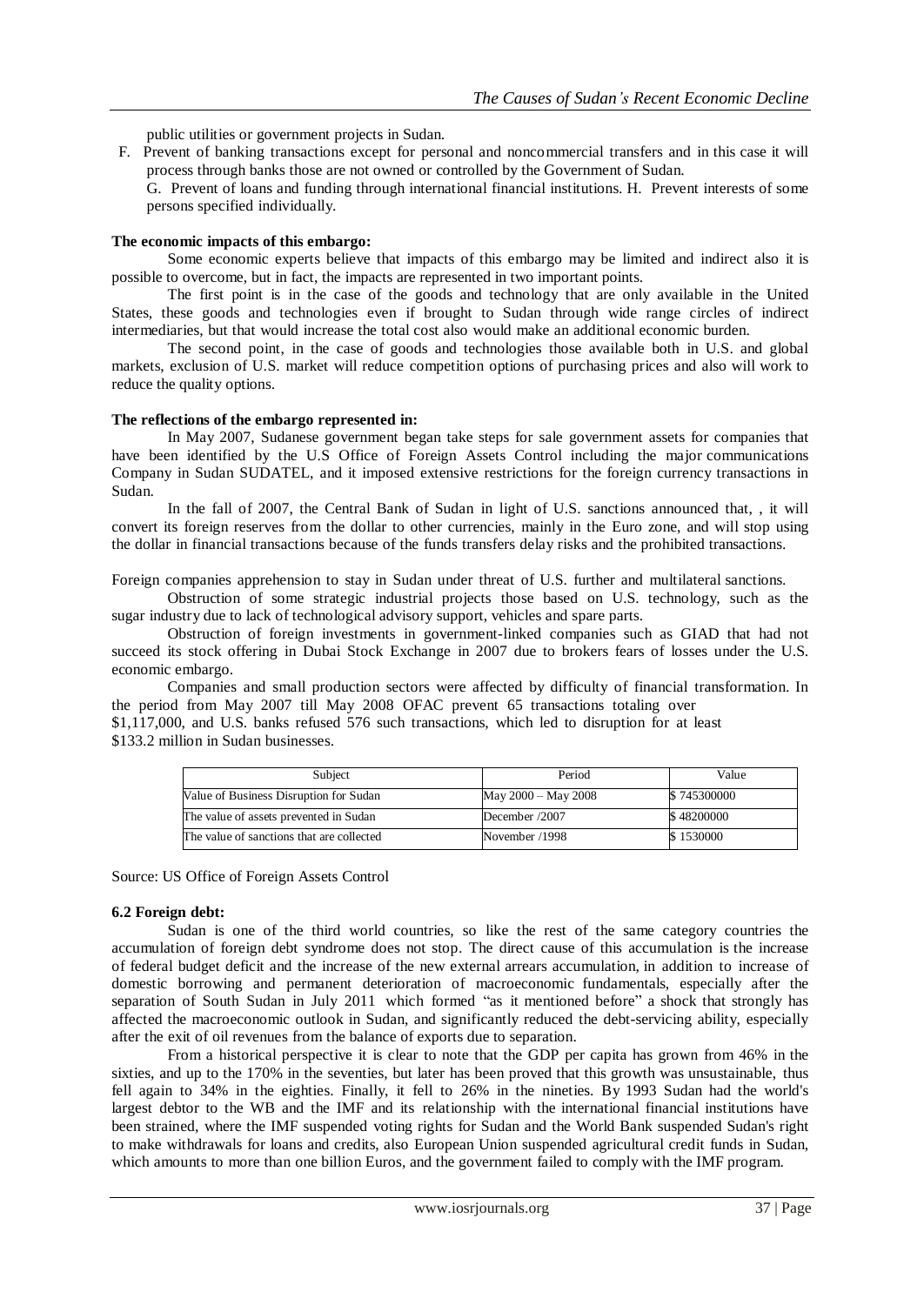public utilities or government projects in Sudan.

F. Prevent of banking transactions except for personal and noncommercial transfers and in this case it will process through banks those are not owned or controlled by the Government of Sudan.

G. Prevent of loans and funding through international financial institutions. H. Prevent interests of some persons specified individually.

**The economic impacts of this embargo:**

Some economic experts believe that impacts of this embargo may be limited and indirect also it is possible to overcome, but in fact, the impacts are represented in two important points.

The first point is in the case of the goods and technology that are only available in the United States, these goods and technologies even if brought to Sudan through wide range circles of indirect intermediaries, but that would increase the total cost also would make an additional economic burden.

The second point, in the case of goods and technologies those available both in U.S. and global markets, exclusion of U.S. market will reduce competition options of purchasing prices and also will work to reduce the quality options.

**The reflections of the embargo represented in:**

In May 2007, Sudanese government began take steps for sale government assets for companies that have been identified by the U.S Office of Foreign Assets Control including the major communications Company in Sudan SUDATEL, and it imposed extensive restrictions for the foreign currency transactions in Sudan.

In the fall of 2007, the Central Bank of Sudan in light of U.S. sanctions announced that, , it will convert its foreign reserves from the dollar to other currencies, mainly in the Euro zone, and will stop using the dollar in financial transactions because of the funds transfers delay risks and the prohibited transactions.

Foreign companies apprehension to stay in Sudan under threat of U.S. further and multilateral sanctions.

Obstruction of some strategic industrial projects those based on U.S. technology, such as the sugar industry due to lack of technological advisory support, vehicles and spare parts.

Obstruction of foreign investments in government-linked companies such as GIAD that had not succeed its stock offering in Dubai Stock Exchange in 2007 due to brokers fears of losses under the U.S. economic embargo.

Companies and small production sectors were affected by difficulty of financial transformation. In the period from May 2007 till May 2008 OFAC prevent 65 transactions totaling over $1,117,000, and U.S. banks refused 576 such transactions, which led to disruption for at least $133.2 million in Sudan businesses.

| Subject | Period | Value |
|---|---|---|
| Value of Business Disruption for Sudan | May 2000 – May 2008 | $ 745300000 |
| The value of assets prevented in Sudan | December /2007 | $ 48200000 |
| The value of sanctions that are collected | November /1998 | $ 1530000 |

Source: US Office of Foreign Assets Control

### 6.2 Foreign debt:

Sudan is one of the third world countries, so like the rest of the same category countries the accumulation of foreign debt syndrome does not stop. The direct cause of this accumulation is the increase of federal budget deficit and the increase of the new external arrears accumulation, in addition to increase of domestic borrowing and permanent deterioration of macroeconomic fundamentals, especially after the separation of South Sudan in July 2011 which formed "as it mentioned before" a shock that strongly has affected the macroeconomic outlook in Sudan, and significantly reduced the debt-servicing ability, especially after the exit of oil revenues from the balance of exports due to separation.

From a historical perspective it is clear to note that the GDP per capita has grown from 46% in the sixties, and up to the 170% in the seventies, but later has been proved that this growth was unsustainable, thus fell again to 34% in the eighties. Finally, it fell to 26% in the nineties. By 1993 Sudan had the world's largest debtor to the WB and the IMF and its relationship with the international financial institutions have been strained, where the IMF suspended voting rights for Sudan and the World Bank suspended Sudan's right to make withdrawals for loans and credits, also European Union suspended agricultural credit funds in Sudan, which amounts to more than one billion Euros, and the government failed to comply with the IMF program.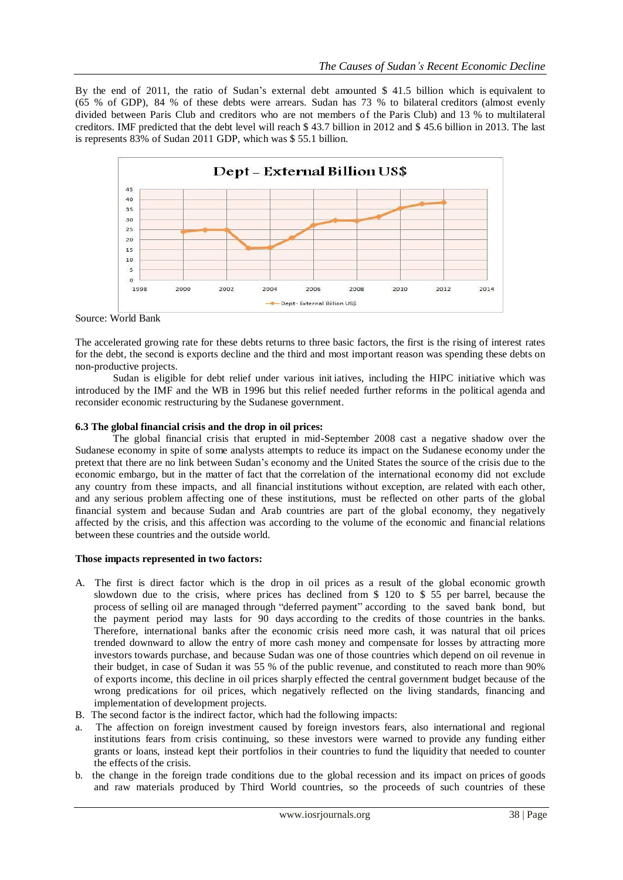By the end of 2011, the ratio of Sudan's external debt amounted $ 41.5 billion which is equivalent to (65 % of GDP), 84 % of these debts were arrears. Sudan has 73 % to bilateral creditors (almost evenly divided between Paris Club and creditors who are not members of the Paris Club) and 13 % to multilateral creditors. IMF predicted that the debt level will reach $ 43.7 billion in 2012 and $ 45.6 billion in 2013. The last is represents 83% of Sudan 2011 GDP, which was $ 55.1 billion.

Source: World Bank

The accelerated growing rate for these debts returns to three basic factors, the first is the rising of interest rates for the debt, the second is exports decline and the third and most important reason was spending these debts on non-productive projects.

Sudan is eligible for debt relief under various initiatives, including the HIPC initiative which was introduced by the IMF and the WB in 1996 but this relief needed further reforms in the political agenda and reconsider economic restructuring by the Sudanese government.

**6.3 The global financial crisis and the drop in oil prices:**

The global financial crisis that erupted in mid-September 2008 cast a negative shadow over the Sudanese economy in spite of some analysts attempts to reduce its impact on the Sudanese economy under the pretext that there are no link between Sudan's economy and the United States the source of the crisis due to the economic embargo, but in the matter of fact that the correlation of the international economy did not exclude any country from these impacts, and all financial institutions without exception, are related with each other, and any serious problem affecting one of these institutions, must be reflected on other parts of the global financial system and because Sudan and Arab countries are part of the global economy, they negatively affected by the crisis, and this affection was according to the volume of the economic and financial relations between these countries and the outside world.

**Those impacts represented in two factors:**

A. The first is direct factor which is the drop in oil prices as a result of the global economic growth slowdown due to the crisis, where prices has declined from $ 120 to $ 55 per barrel, because the process of selling oil are managed through "deferred payment" according to the saved bank bond, but the payment period may lasts for 90 days according to the credits of those countries in the banks. Therefore, international banks after the economic crisis need more cash, it was natural that oil prices trended downward to allow the entry of more cash money and compensate for losses by attracting more investors towards purchase, and because Sudan was one of those countries which depend on oil revenue in their budget, in case of Sudan it was 55 % of the public revenue, and constituted to reach more than 90% of exports income, this decline in oil prices sharply effected the central government budget because of the wrong predications for oil prices, which negatively reflected on the living standards, financing and implementation of development projects.

B. The second factor is the indirect factor, which had the following impacts:

a. The affection on foreign investment caused by foreign investors fears, also international and regional institutions fears from crisis continuing, so these investors were warned to provide any funding either grants or loans, instead kept their portfolios in their countries to fund the liquidity that needed to counter the effects of the crisis.

b. the change in the foreign trade conditions due to the global recession and its impact on prices of goods and raw materials produced by Third World countries, so the proceeds of such countries of these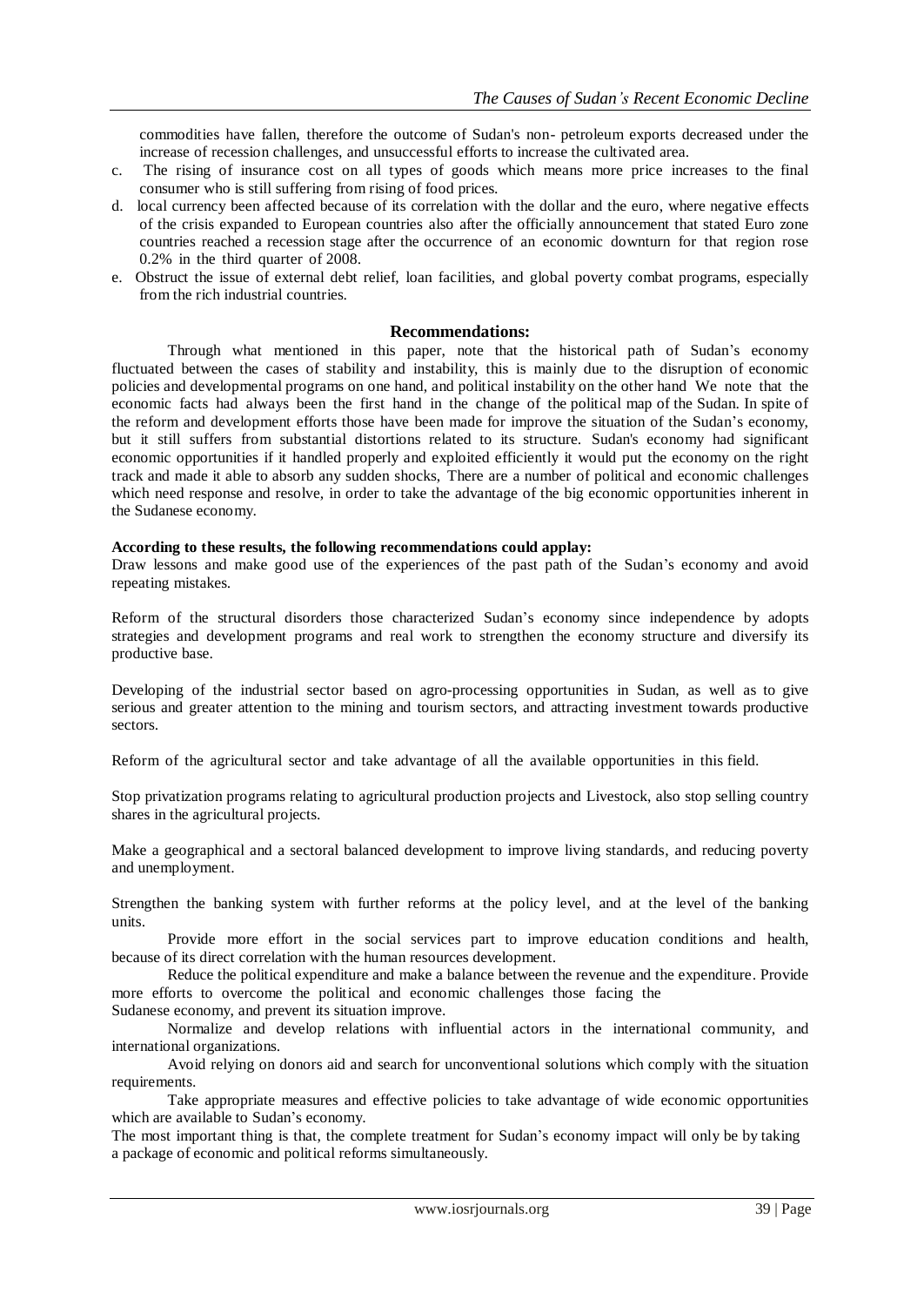commodities have fallen, therefore the outcome of Sudan's non- petroleum exports decreased under the increase of recession challenges, and unsuccessful efforts to increase the cultivated area.

c. The rising of insurance cost on all types of goods which means more price increases to the final consumer who is still suffering from rising of food prices.

d. local currency been affected because of its correlation with the dollar and the euro, where negative effects of the crisis expanded to European countries also after the officially announcement that stated Euro zone countries reached a recession stage after the occurrence of an economic downturn for that region rose 0.2% in the third quarter of 2008.

e. Obstruct the issue of external debt relief, loan facilities, and global poverty combat programs, especially from the rich industrial countries.

## Recommendations:

Through what mentioned in this paper, note that the historical path of Sudan's economy fluctuated between the cases of stability and instability, this is mainly due to the disruption of economic policies and developmental programs on one hand, and political instability on the other hand We note that the economic facts had always been the first hand in the change of the political map of the Sudan. In spite of the reform and development efforts those have been made for improve the situation of the Sudan's economy, but it still suffers from substantial distortions related to its structure. Sudan's economy had significant economic opportunities if it handled properly and exploited efficiently it would put the economy on the right track and made it able to absorb any sudden shocks, There are a number of political and economic challenges which need response and resolve, in order to take the advantage of the big economic opportunities inherent in the Sudanese economy.

**According to these results, the following recommendations could applay:**

Draw lessons and make good use of the experiences of the past path of the Sudan's economy and avoid repeating mistakes.

Reform of the structural disorders those characterized Sudan's economy since independence by adopts strategies and development programs and real work to strengthen the economy structure and diversify its productive base.

Developing of the industrial sector based on agro-processing opportunities in Sudan, as well as to give serious and greater attention to the mining and tourism sectors, and attracting investment towards productive sectors.

Reform of the agricultural sector and take advantage of all the available opportunities in this field.

Stop privatization programs relating to agricultural production projects and Livestock, also stop selling country shares in the agricultural projects.

Make a geographical and a sectoral balanced development to improve living standards, and reducing poverty and unemployment.

Strengthen the banking system with further reforms at the policy level, and at the level of the banking units.

Provide more effort in the social services part to improve education conditions and health, because of its direct correlation with the human resources development.

Reduce the political expenditure and make a balance between the revenue and the expenditure. Provide more efforts to overcome the political and economic challenges those facing the Sudanese economy, and prevent its situation improve.

Normalize and develop relations with influential actors in the international community, and international organizations.

Avoid relying on donors aid and search for unconventional solutions which comply with the situation requirements.

Take appropriate measures and effective policies to take advantage of wide economic opportunities which are available to Sudan's economy.

The most important thing is that, the complete treatment for Sudan's economy impact will only be by taking a package of economic and political reforms simultaneously.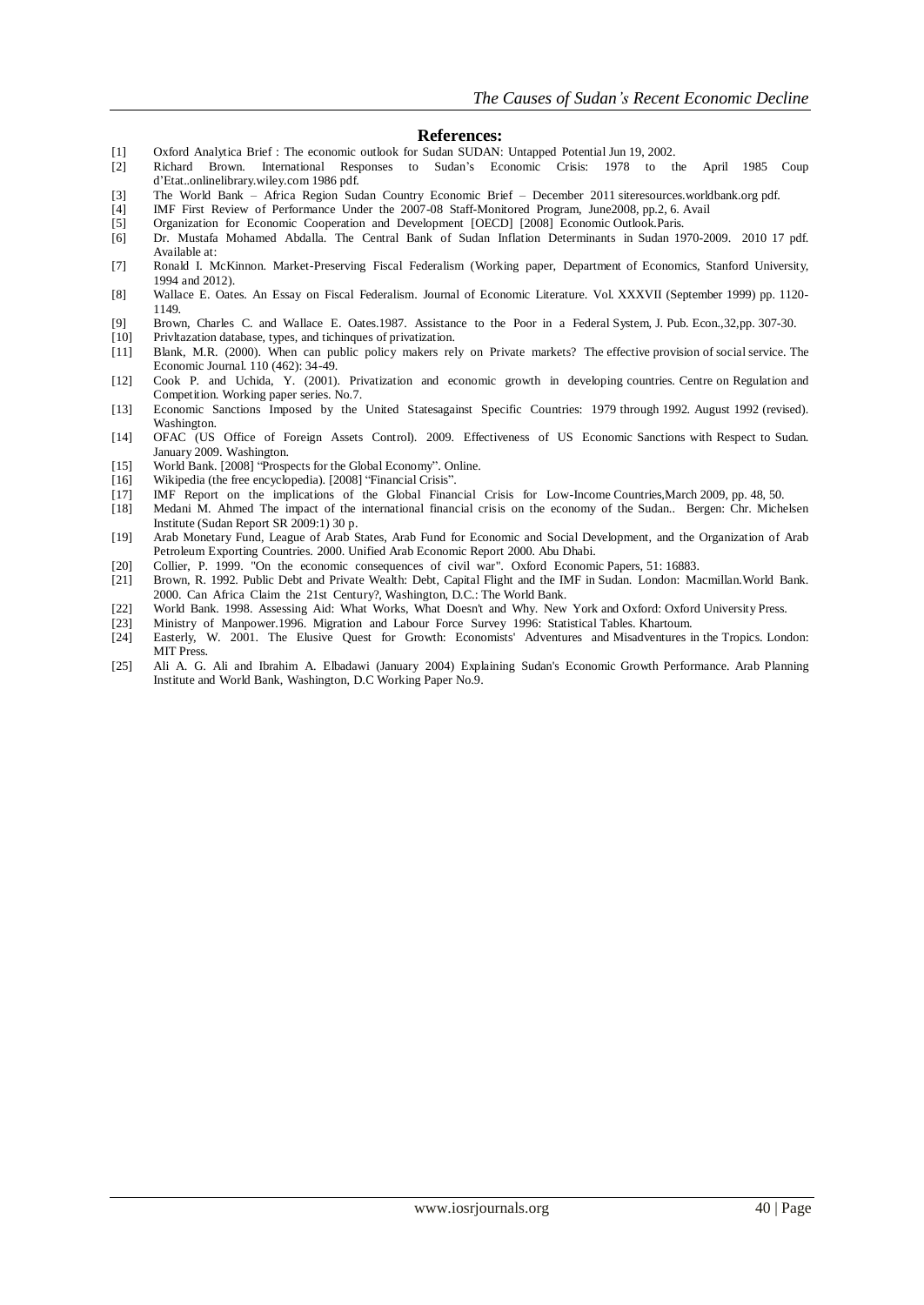## References:

[1] Oxford Analytica Brief : The economic outlook for Sudan SUDAN: Untapped Potential Jun 19, 2002.
[2] Richard Brown. International Responses to Sudan's Economic Crisis: 1978 to the April 1985 Coup d'Etat..onlinelibrary.wiley.com 1986 pdf.
[3] The World Bank – Africa Region Sudan Country Economic Brief – December 2011 siteresources.worldbank.org pdf.
[4] IMF First Review of Performance Under the 2007-08 Staff-Monitored Program, June2008, pp.2, 6. Avail
[5] Organization for Economic Cooperation and Development [OECD] [2008] Economic Outlook.Paris.
[6] Dr. Mustafa Mohamed Abdalla. The Central Bank of Sudan Inflation Determinants in Sudan 1970-2009. 2010 17 pdf. Available at:
[7] Ronald I. McKinnon. Market-Preserving Fiscal Federalism (Working paper, Department of Economics, Stanford University, 1994 and 2012).
[8] Wallace E. Oates. An Essay on Fiscal Federalism. Journal of Economic Literature. Vol. XXXVII (September 1999) pp. 1120-1149.
[9] Brown, Charles C. and Wallace E. Oates.1987. Assistance to the Poor in a Federal System, J. Pub. Econ.,32,pp. 307-30.
[10] Privltazation database, types, and tichinques of privatization.
[11] Blank, M.R. (2000). When can public policy makers rely on Private markets? The effective provision of social service. The Economic Journal. 110 (462): 34-49.
[12] Cook P. and Uchida, Y. (2001). Privatization and economic growth in developing countries. Centre on Regulation and Competition. Working paper series. No.7.
[13] Economic Sanctions Imposed by the United Statesagainst Specific Countries: 1979 through 1992. August 1992 (revised). Washington.
[14] OFAC (US Office of Foreign Assets Control). 2009. Effectiveness of US Economic Sanctions with Respect to Sudan. January 2009. Washington.
[15] World Bank. [2008] "Prospects for the Global Economy". Online.
[16] Wikipedia (the free encyclopedia). [2008] "Financial Crisis".
[17] IMF Report on the implications of the Global Financial Crisis for Low-Income Countries,March 2009, pp. 48, 50.
[18] Medani M. Ahmed The impact of the international financial crisis on the economy of the Sudan.. Bergen: Chr. Michelsen Institute (Sudan Report SR 2009:1) 30 p.
[19] Arab Monetary Fund, League of Arab States, Arab Fund for Economic and Social Development, and the Organization of Arab Petroleum Exporting Countries. 2000. Unified Arab Economic Report 2000. Abu Dhabi.
[20] Collier, P. 1999. "On the economic consequences of civil war". Oxford Economic Papers, 51: 16883.
[21] Brown, R. 1992. Public Debt and Private Wealth: Debt, Capital Flight and the IMF in Sudan. London: Macmillan.World Bank. 2000. Can Africa Claim the 21st Century?, Washington, D.C.: The World Bank.
[22] World Bank. 1998. Assessing Aid: What Works, What Doesn't and Why. New York and Oxford: Oxford University Press.
[23] Ministry of Manpower.1996. Migration and Labour Force Survey 1996: Statistical Tables. Khartoum.
[24] Easterly, W. 2001. The Elusive Quest for Growth: Economists' Adventures and Misadventures in the Tropics. London: MIT Press.
[25] Ali A. G. Ali and Ibrahim A. Elbadawi (January 2004) Explaining Sudan's Economic Growth Performance. Arab Planning Institute and World Bank, Washington, D.C Working Paper No.9.